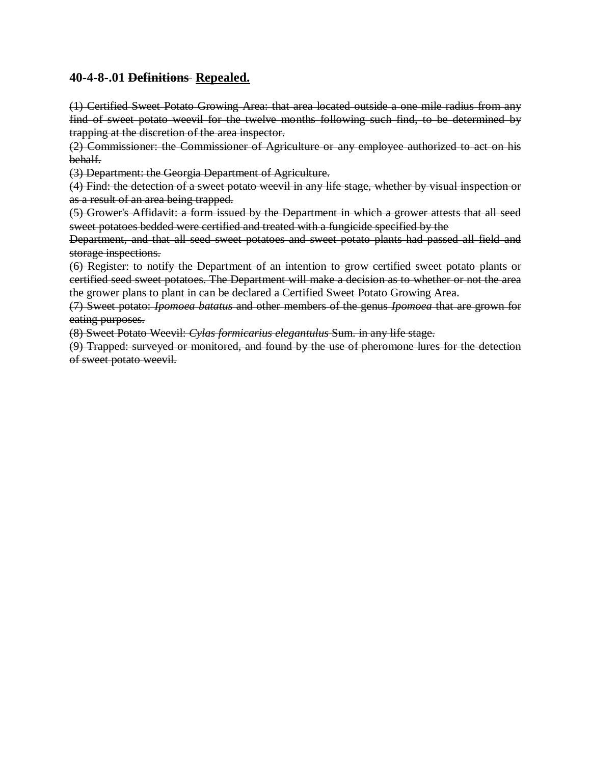## 40-4-8-.01 ~~Definitions~~ <u>Repealed.</u>

~~(1) Certified Sweet Potato Growing Area: that area located outside a one mile radius from any find of sweet potato weevil for the twelve months following such find, to be determined by trapping at the discretion of the area inspector.~~

~~(2) Commissioner: the Commissioner of Agriculture or any employee authorized to act on his behalf.~~

~~(3) Department: the Georgia Department of Agriculture.~~

~~(4) Find: the detection of a sweet potato weevil in any life stage, whether by visual inspection or as a result of an area being trapped.~~

~~(5) Grower's Affidavit: a form issued by the Department in which a grower attests that all seed sweet potatoes bedded were certified and treated with a fungicide specified by the Department, and that all seed sweet potatoes and sweet potato plants had passed all field and storage inspections.~~

~~(6) Register: to notify the Department of an intention to grow certified sweet potato plants or certified seed sweet potatoes. The Department will make a decision as to whether or not the area the grower plans to plant in can be declared a Certified Sweet Potato Growing Area.~~

~~(7) Sweet potato: *Ipomoea batatus* and other members of the genus *Ipomoea* that are grown for eating purposes.~~

~~(8) Sweet Potato Weevil: *Cylas formicarius elegantulus* Sum. in any life stage.~~

~~(9) Trapped: surveyed or monitored, and found by the use of pheromone lures for the detection of sweet potato weevil.~~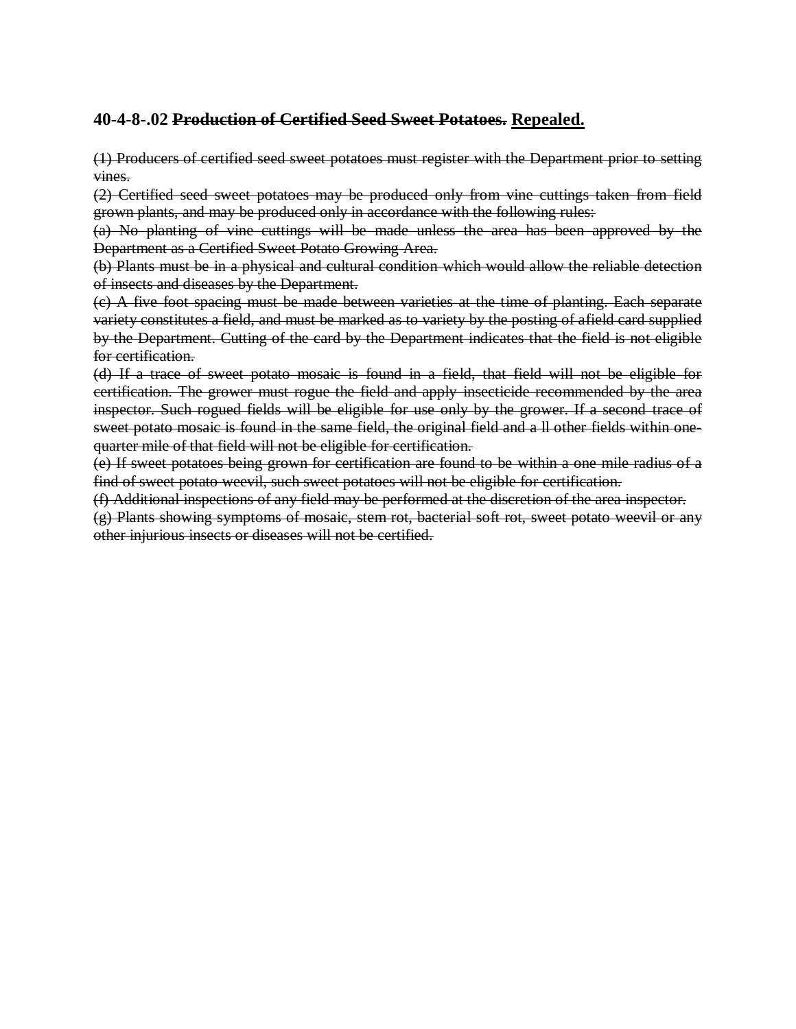### 40-4-8-.02 ~~Production of Certified Seed Sweet Potatoes.~~ <u>Repealed.</u>

~~(1) Producers of certified seed sweet potatoes must register with the Department prior to setting vines.~~

~~(2) Certified seed sweet potatoes may be produced only from vine cuttings taken from field grown plants, and may be produced only in accordance with the following rules:~~

~~(a) No planting of vine cuttings will be made unless the area has been approved by the Department as a Certified Sweet Potato Growing Area.~~

~~(b) Plants must be in a physical and cultural condition which would allow the reliable detection of insects and diseases by the Department.~~

~~(c) A five foot spacing must be made between varieties at the time of planting. Each separate variety constitutes a field, and must be marked as to variety by the posting of afield card supplied by the Department. Cutting of the card by the Department indicates that the field is not eligible for certification.~~

~~(d) If a trace of sweet potato mosaic is found in a field, that field will not be eligible for certification. The grower must rogue the field and apply insecticide recommended by the area inspector. Such rogued fields will be eligible for use only by the grower. If a second trace of sweet potato mosaic is found in the same field, the original field and a ll other fields within one-quarter mile of that field will not be eligible for certification.~~

~~(e) If sweet potatoes being grown for certification are found to be within a one mile radius of a find of sweet potato weevil, such sweet potatoes will not be eligible for certification.~~

~~(f) Additional inspections of any field may be performed at the discretion of the area inspector.~~

~~(g) Plants showing symptoms of mosaic, stem rot, bacterial soft rot, sweet potato weevil or any other injurious insects or diseases will not be certified.~~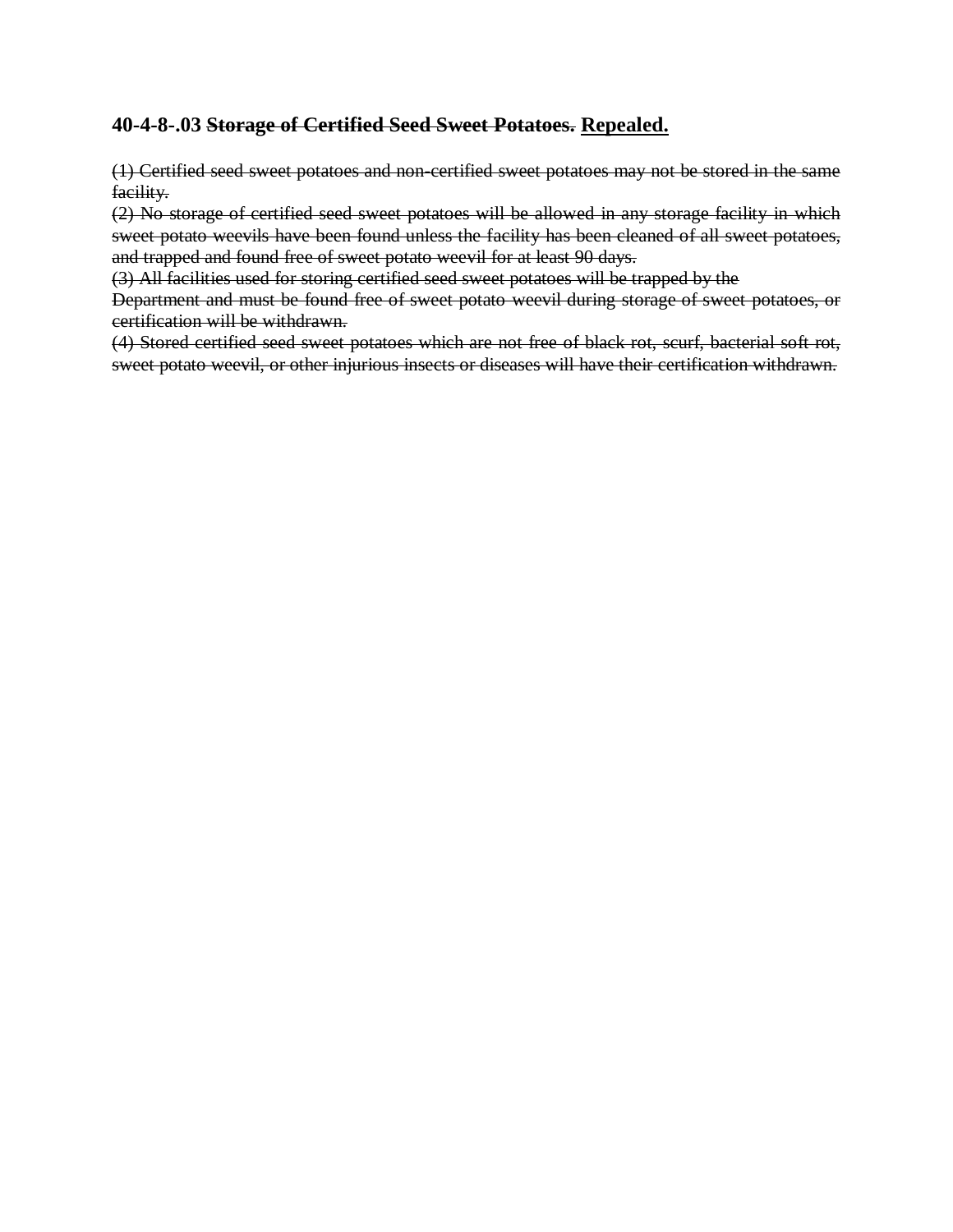### 40-4-8-.03 ~~Storage of Certified Seed Sweet Potatoes.~~ <u>Repealed.</u>

~~(1) Certified seed sweet potatoes and non-certified sweet potatoes may not be stored in the same facility.~~
~~(2) No storage of certified seed sweet potatoes will be allowed in any storage facility in which sweet potato weevils have been found unless the facility has been cleaned of all sweet potatoes, and trapped and found free of sweet potato weevil for at least 90 days.~~
~~(3) All facilities used for storing certified seed sweet potatoes will be trapped by the Department and must be found free of sweet potato weevil during storage of sweet potatoes, or certification will be withdrawn.~~
~~(4) Stored certified seed sweet potatoes which are not free of black rot, scurf, bacterial soft rot, sweet potato weevil, or other injurious insects or diseases will have their certification withdrawn.~~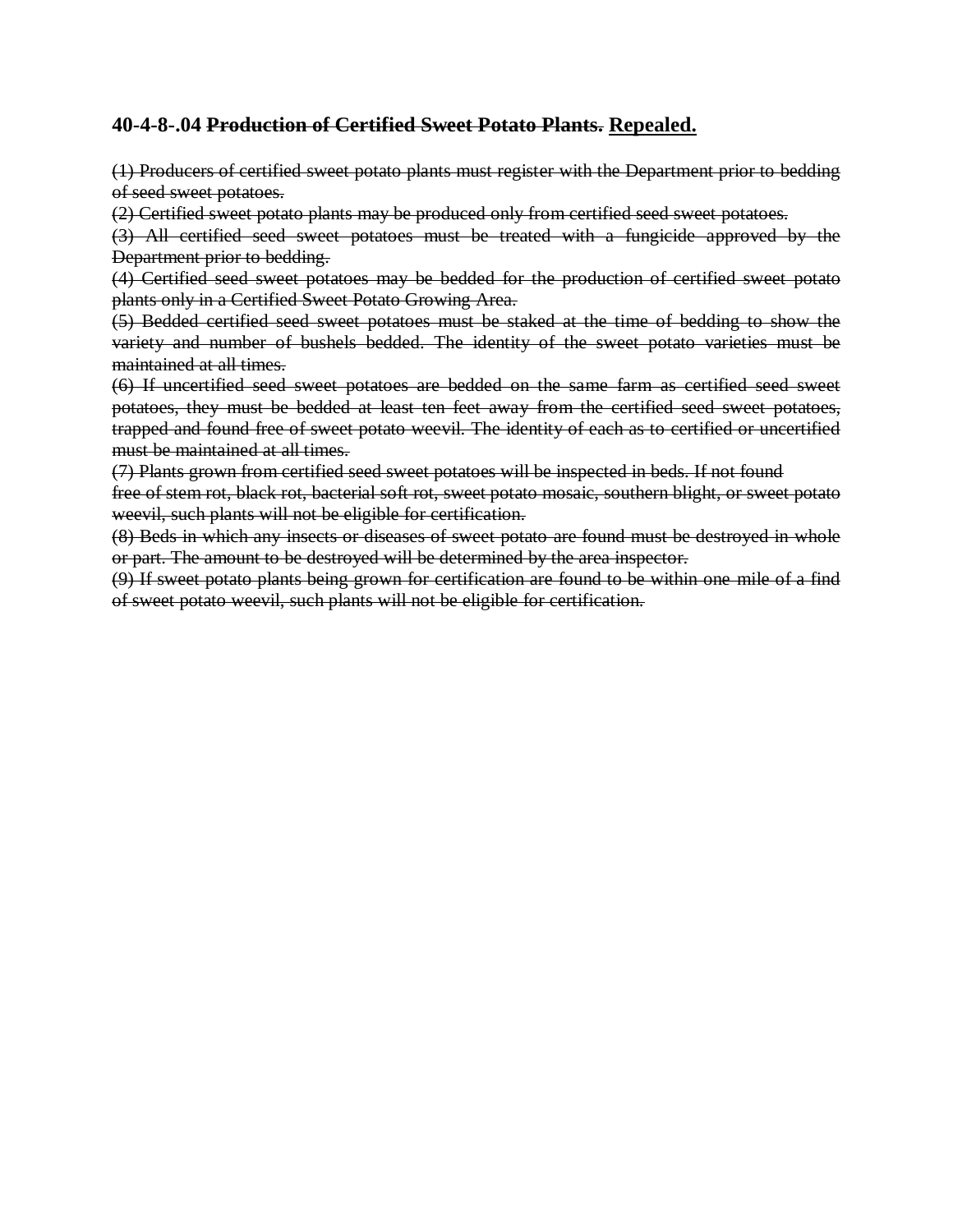### 40-4-8-.04 ~~Production of Certified Sweet Potato Plants.~~ <u>Repealed.</u>

~~(1) Producers of certified sweet potato plants must register with the Department prior to bedding of seed sweet potatoes.~~

~~(2) Certified sweet potato plants may be produced only from certified seed sweet potatoes.~~

~~(3) All certified seed sweet potatoes must be treated with a fungicide approved by the Department prior to bedding.~~

~~(4) Certified seed sweet potatoes may be bedded for the production of certified sweet potato plants only in a Certified Sweet Potato Growing Area.~~

~~(5) Bedded certified seed sweet potatoes must be staked at the time of bedding to show the variety and number of bushels bedded. The identity of the sweet potato varieties must be maintained at all times.~~

~~(6) If uncertified seed sweet potatoes are bedded on the same farm as certified seed sweet potatoes, they must be bedded at least ten feet away from the certified seed sweet potatoes, trapped and found free of sweet potato weevil. The identity of each as to certified or uncertified must be maintained at all times.~~

~~(7) Plants grown from certified seed sweet potatoes will be inspected in beds. If not found free of stem rot, black rot, bacterial soft rot, sweet potato mosaic, southern blight, or sweet potato weevil, such plants will not be eligible for certification.~~

~~(8) Beds in which any insects or diseases of sweet potato are found must be destroyed in whole or part. The amount to be destroyed will be determined by the area inspector.~~

~~(9) If sweet potato plants being grown for certification are found to be within one mile of a find of sweet potato weevil, such plants will not be eligible for certification.~~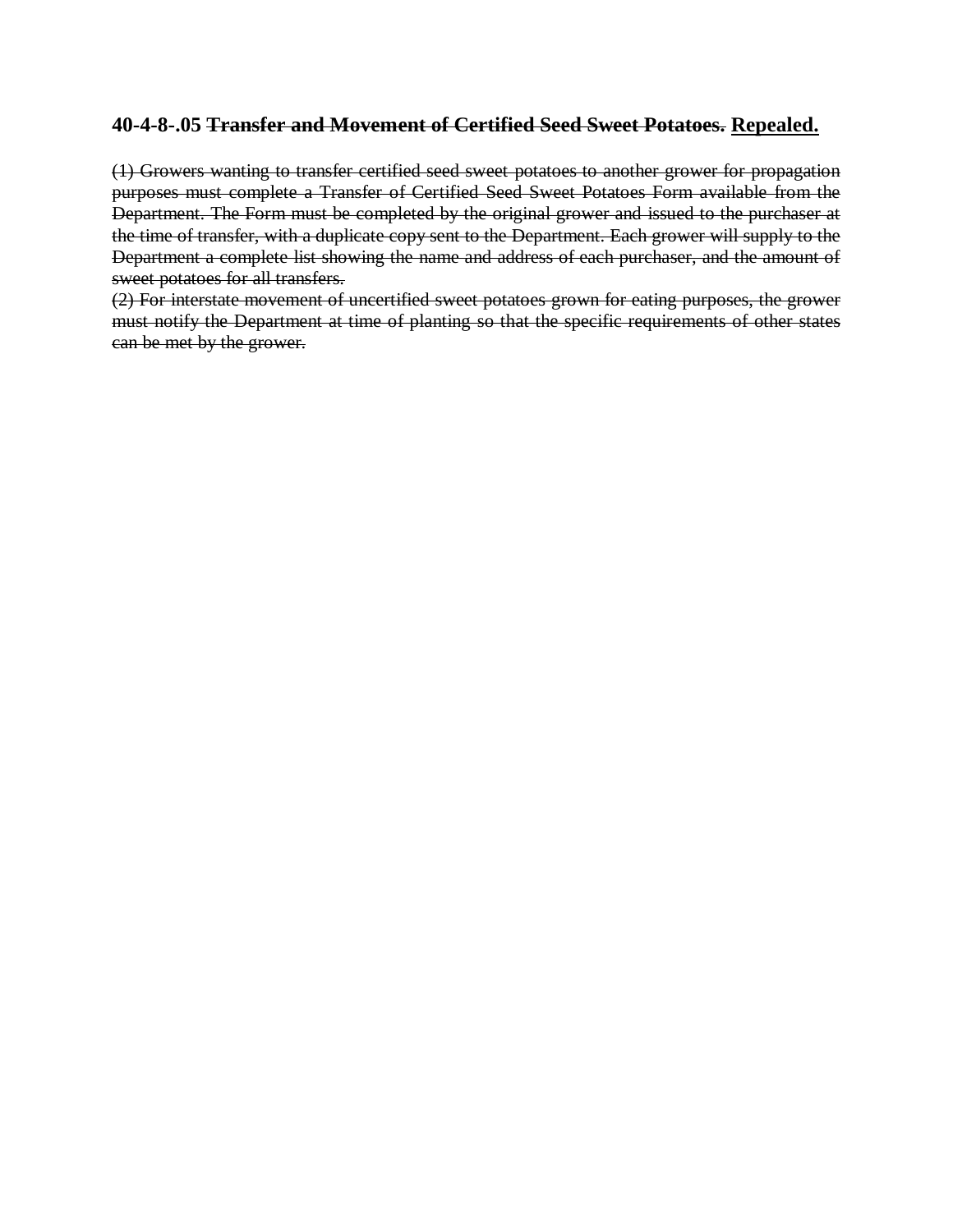**40-4-8-.05 ~~Transfer and Movement of Certified Seed Sweet Potatoes.~~ <u>Repealed.</u>**

~~(1) Growers wanting to transfer certified seed sweet potatoes to another grower for propagation purposes must complete a Transfer of Certified Seed Sweet Potatoes Form available from the Department. The Form must be completed by the original grower and issued to the purchaser at the time of transfer, with a duplicate copy sent to the Department. Each grower will supply to the Department a complete list showing the name and address of each purchaser, and the amount of sweet potatoes for all transfers.~~

~~(2) For interstate movement of uncertified sweet potatoes grown for eating purposes, the grower must notify the Department at time of planting so that the specific requirements of other states can be met by the grower.~~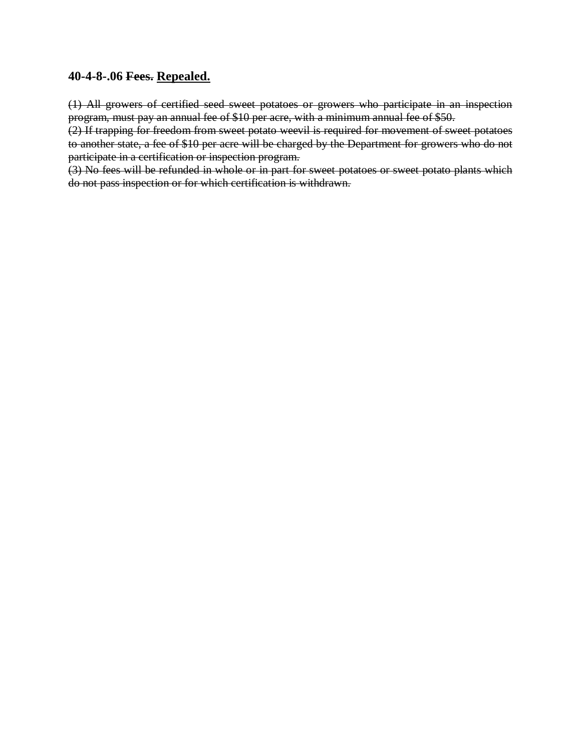### 40-4-8-.06 ~~Fees.~~ <u>Repealed.</u>

~~(1) All growers of certified seed sweet potatoes or growers who participate in an inspection program, must pay an annual fee of $10 per acre, with a minimum annual fee of $50.~~
~~(2) If trapping for freedom from sweet potato weevil is required for movement of sweet potatoes to another state, a fee of $10 per acre will be charged by the Department for growers who do not participate in a certification or inspection program.~~
~~(3) No fees will be refunded in whole or in part for sweet potatoes or sweet potato plants which do not pass inspection or for which certification is withdrawn.~~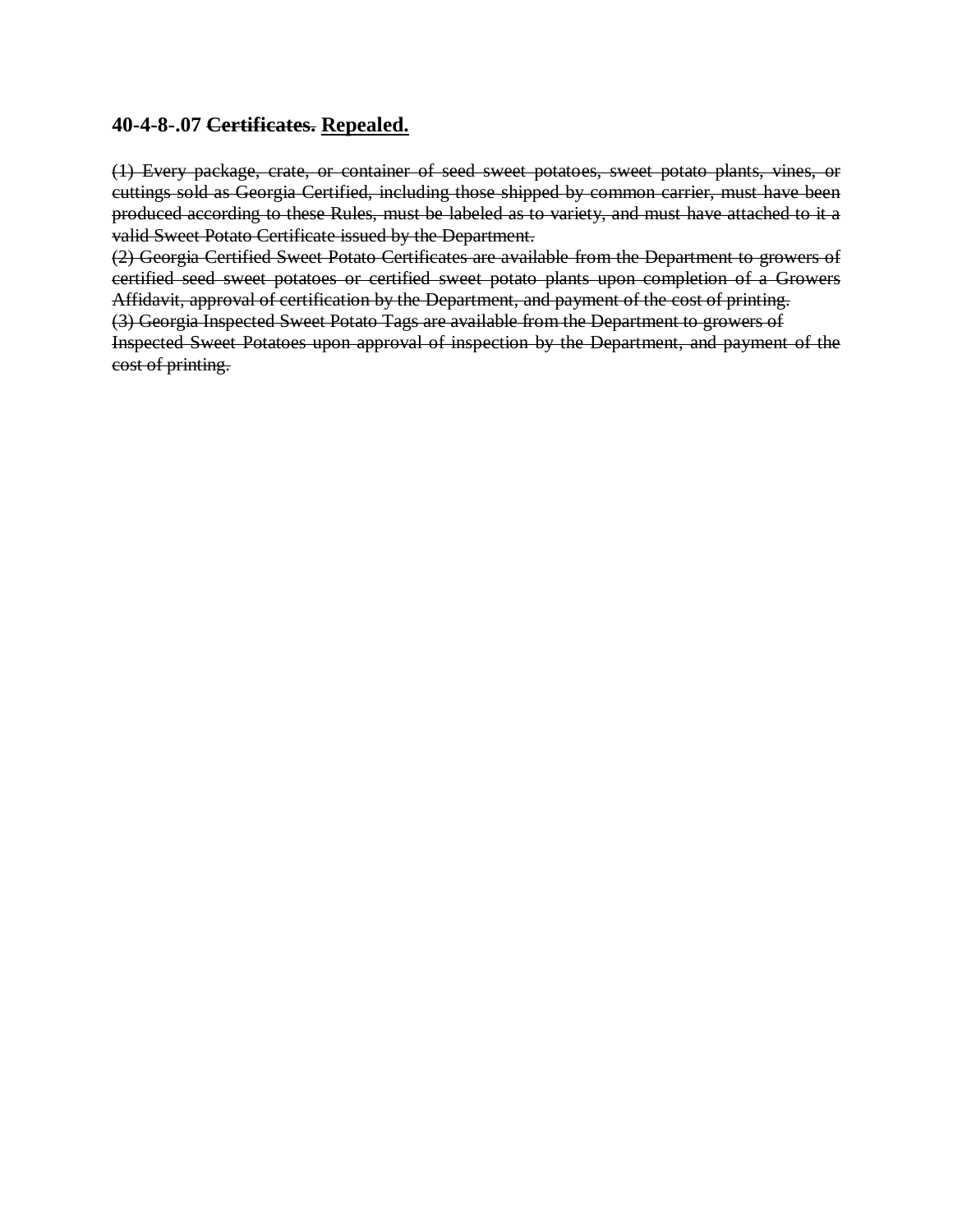## 40-4-8-.07 ~~Certificates.~~ **<u>Repealed.</u>**

~~(1) Every package, crate, or container of seed sweet potatoes, sweet potato plants, vines, or cuttings sold as Georgia Certified, including those shipped by common carrier, must have been produced according to these Rules, must be labeled as to variety, and must have attached to it a valid Sweet Potato Certificate issued by the Department.~~

~~(2) Georgia Certified Sweet Potato Certificates are available from the Department to growers of certified seed sweet potatoes or certified sweet potato plants upon completion of a Growers Affidavit, approval of certification by the Department, and payment of the cost of printing.~~

~~(3) Georgia Inspected Sweet Potato Tags are available from the Department to growers of Inspected Sweet Potatoes upon approval of inspection by the Department, and payment of the cost of printing.~~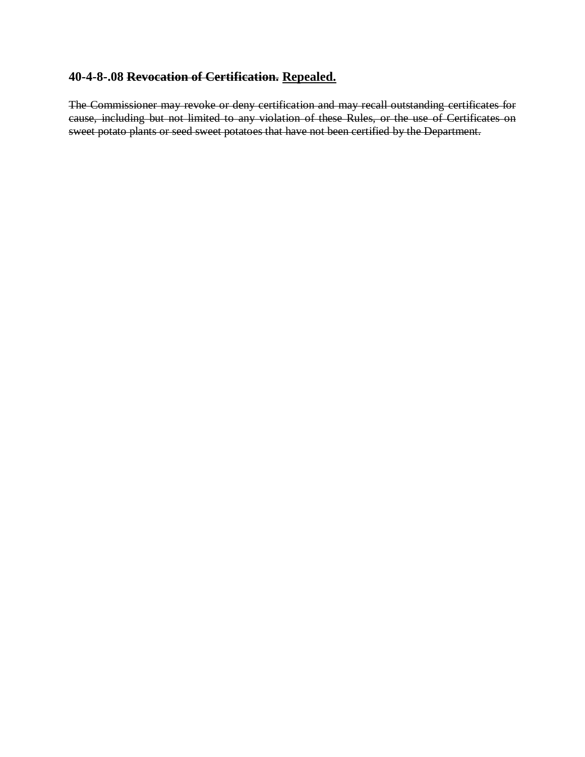### 40-4-8-.08 ~~Revocation of Certification.~~ <u>**Repealed.**</u>

~~The Commissioner may revoke or deny certification and may recall outstanding certificates for cause, including but not limited to any violation of these Rules, or the use of Certificates on sweet potato plants or seed sweet potatoes that have not been certified by the Department.~~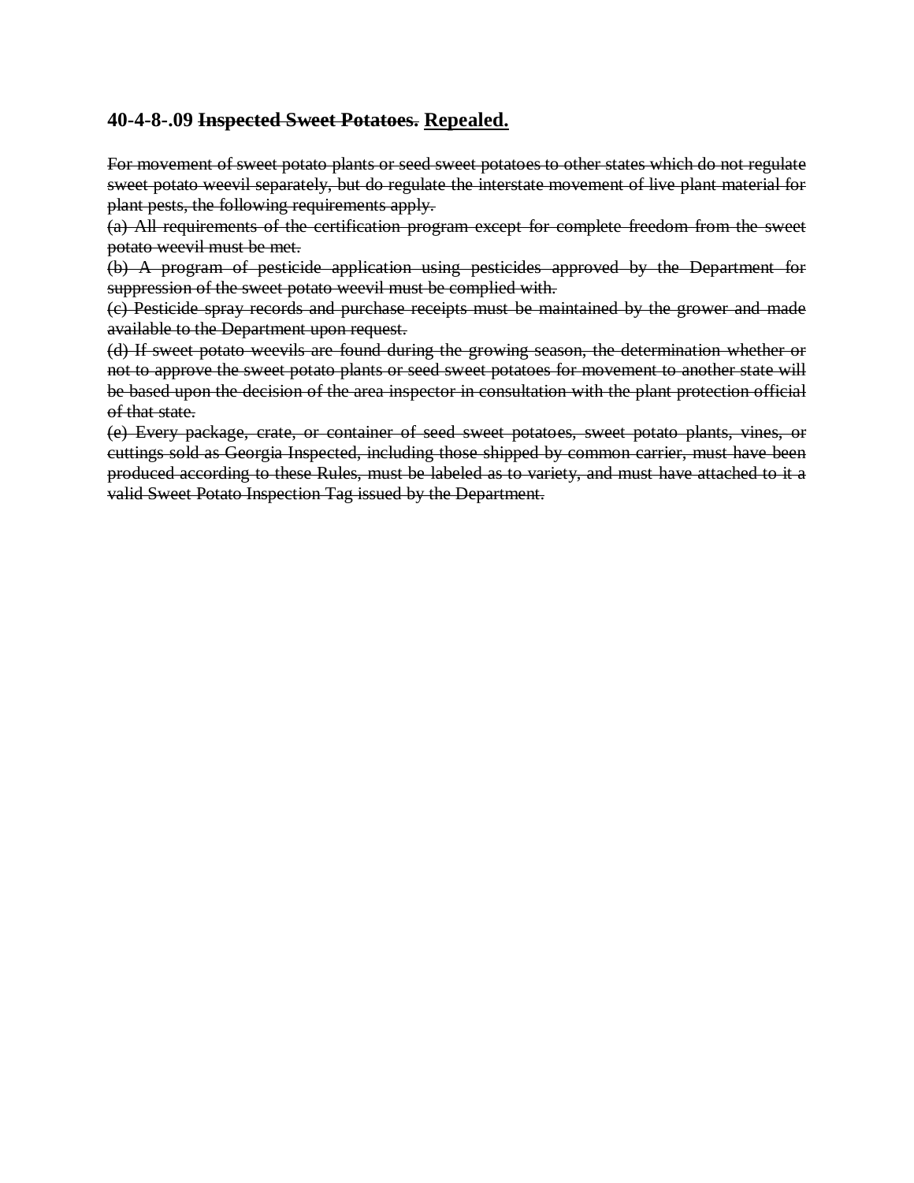## 40-4-8-.09 ~~Inspected Sweet Potatoes.~~ <u>Repealed.</u>

~~For movement of sweet potato plants or seed sweet potatoes to other states which do not regulate sweet potato weevil separately, but do regulate the interstate movement of live plant material for plant pests, the following requirements apply.~~

~~(a) All requirements of the certification program except for complete freedom from the sweet potato weevil must be met.~~

~~(b) A program of pesticide application using pesticides approved by the Department for suppression of the sweet potato weevil must be complied with.~~

~~(c) Pesticide spray records and purchase receipts must be maintained by the grower and made available to the Department upon request.~~

~~(d) If sweet potato weevils are found during the growing season, the determination whether or not to approve the sweet potato plants or seed sweet potatoes for movement to another state will be based upon the decision of the area inspector in consultation with the plant protection official of that state.~~

~~(e) Every package, crate, or container of seed sweet potatoes, sweet potato plants, vines, or cuttings sold as Georgia Inspected, including those shipped by common carrier, must have been produced according to these Rules, must be labeled as to variety, and must have attached to it a valid Sweet Potato Inspection Tag issued by the Department.~~